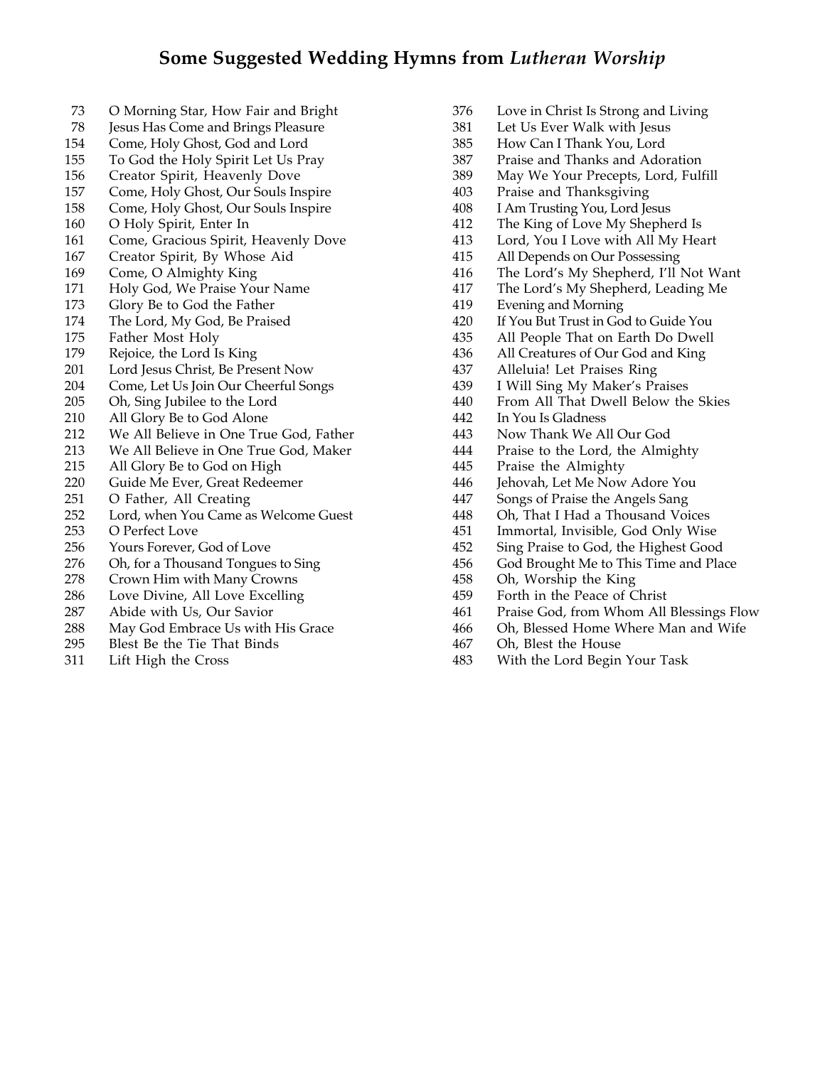# Some Suggested Wedding Hymns from *Lutheran Worship*

73 O Morning Star, How Fair and Bright
78 Jesus Has Come and Brings Pleasure
154 Come, Holy Ghost, God and Lord
155 To God the Holy Spirit Let Us Pray
156 Creator Spirit, Heavenly Dove
157 Come, Holy Ghost, Our Souls Inspire
158 Come, Holy Ghost, Our Souls Inspire
160 O Holy Spirit, Enter In
161 Come, Gracious Spirit, Heavenly Dove
167 Creator Spirit, By Whose Aid
169 Come, O Almighty King
171 Holy God, We Praise Your Name
173 Glory Be to God the Father
174 The Lord, My God, Be Praised
175 Father Most Holy
179 Rejoice, the Lord Is King
201 Lord Jesus Christ, Be Present Now
204 Come, Let Us Join Our Cheerful Songs
205 Oh, Sing Jubilee to the Lord
210 All Glory Be to God Alone
212 We All Believe in One True God, Father
213 We All Believe in One True God, Maker
215 All Glory Be to God on High
220 Guide Me Ever, Great Redeemer
251 O Father, All Creating
252 Lord, when You Came as Welcome Guest
253 O Perfect Love
256 Yours Forever, God of Love
276 Oh, for a Thousand Tongues to Sing
278 Crown Him with Many Crowns
286 Love Divine, All Love Excelling
287 Abide with Us, Our Savior
288 May God Embrace Us with His Grace
295 Blest Be the Tie That Binds
311 Lift High the Cross
376 Love in Christ Is Strong and Living
381 Let Us Ever Walk with Jesus
385 How Can I Thank You, Lord
387 Praise and Thanks and Adoration
389 May We Your Precepts, Lord, Fulfill
403 Praise and Thanksgiving
408 I Am Trusting You, Lord Jesus
412 The King of Love My Shepherd Is
413 Lord, You I Love with All My Heart
415 All Depends on Our Possessing
416 The Lord's My Shepherd, I'll Not Want
417 The Lord's My Shepherd, Leading Me
419 Evening and Morning
420 If You But Trust in God to Guide You
435 All People That on Earth Do Dwell
436 All Creatures of Our God and King
437 Alleluia! Let Praises Ring
439 I Will Sing My Maker's Praises
440 From All That Dwell Below the Skies
442 In You Is Gladness
443 Now Thank We All Our God
444 Praise to the Lord, the Almighty
445 Praise the Almighty
446 Jehovah, Let Me Now Adore You
447 Songs of Praise the Angels Sang
448 Oh, That I Had a Thousand Voices
451 Immortal, Invisible, God Only Wise
452 Sing Praise to God, the Highest Good
456 God Brought Me to This Time and Place
458 Oh, Worship the King
459 Forth in the Peace of Christ
461 Praise God, from Whom All Blessings Flow
466 Oh, Blessed Home Where Man and Wife
467 Oh, Blest the House
483 With the Lord Begin Your Task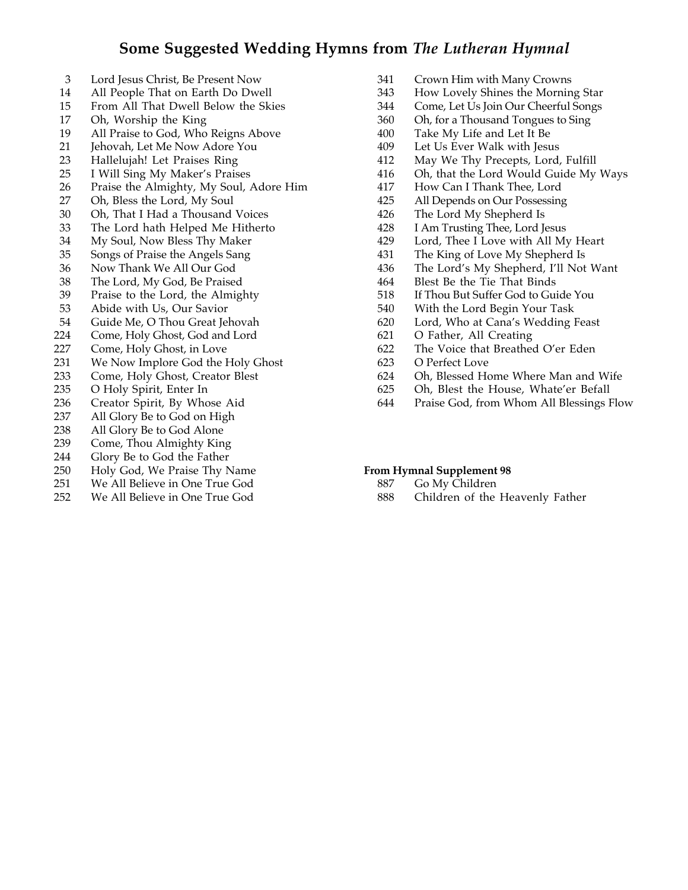## Some Suggested Wedding Hymns from *The Lutheran Hymnal*

3 Lord Jesus Christ, Be Present Now
14 All People That on Earth Do Dwell
15 From All That Dwell Below the Skies
17 Oh, Worship the King
19 All Praise to God, Who Reigns Above
21 Jehovah, Let Me Now Adore You
23 Hallelujah! Let Praises Ring
25 I Will Sing My Maker's Praises
26 Praise the Almighty, My Soul, Adore Him
27 Oh, Bless the Lord, My Soul
30 Oh, That I Had a Thousand Voices
33 The Lord hath Helped Me Hitherto
34 My Soul, Now Bless Thy Maker
35 Songs of Praise the Angels Sang
36 Now Thank We All Our God
38 The Lord, My God, Be Praised
39 Praise to the Lord, the Almighty
53 Abide with Us, Our Savior
54 Guide Me, O Thou Great Jehovah
224 Come, Holy Ghost, God and Lord
227 Come, Holy Ghost, in Love
231 We Now Implore God the Holy Ghost
233 Come, Holy Ghost, Creator Blest
235 O Holy Spirit, Enter In
236 Creator Spirit, By Whose Aid
237 All Glory Be to God on High
238 All Glory Be to God Alone
239 Come, Thou Almighty King
244 Glory Be to God the Father
250 Holy God, We Praise Thy Name
251 We All Believe in One True God
252 We All Believe in One True God
341 Crown Him with Many Crowns
343 How Lovely Shines the Morning Star
344 Come, Let Us Join Our Cheerful Songs
360 Oh, for a Thousand Tongues to Sing
400 Take My Life and Let It Be
409 Let Us Ever Walk with Jesus
412 May We Thy Precepts, Lord, Fulfill
416 Oh, that the Lord Would Guide My Ways
417 How Can I Thank Thee, Lord
425 All Depends on Our Possessing
426 The Lord My Shepherd Is
428 I Am Trusting Thee, Lord Jesus
429 Lord, Thee I Love with All My Heart
431 The King of Love My Shepherd Is
436 The Lord's My Shepherd, I'll Not Want
464 Blest Be the Tie That Binds
518 If Thou But Suffer God to Guide You
540 With the Lord Begin Your Task
620 Lord, Who at Cana's Wedding Feast
621 O Father, All Creating
622 The Voice that Breathed O'er Eden
623 O Perfect Love
624 Oh, Blessed Home Where Man and Wife
625 Oh, Blest the House, Whate'er Befall
644 Praise God, from Whom All Blessings Flow

**From Hymnal Supplement 98**

887 Go My Children
888 Children of the Heavenly Father